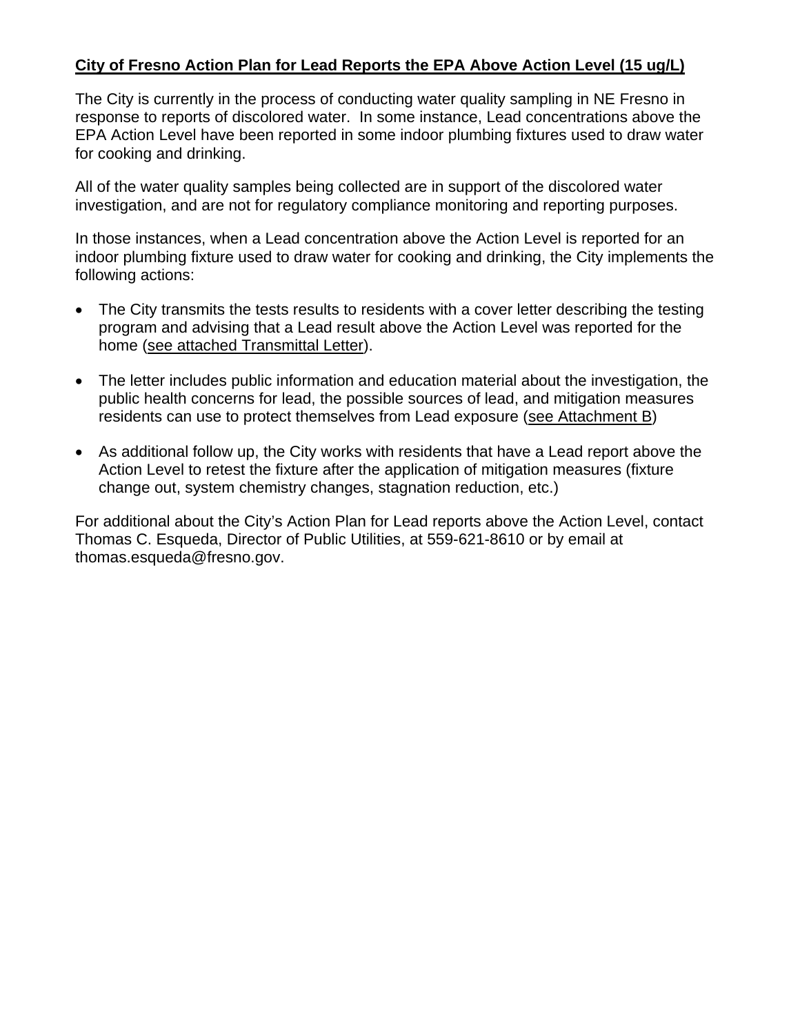**City of Fresno Action Plan for Lead Reports the EPA Above Action Level (15 ug/L)**

The City is currently in the process of conducting water quality sampling in NE Fresno in response to reports of discolored water. In some instance, Lead concentrations above the EPA Action Level have been reported in some indoor plumbing fixtures used to draw water for cooking and drinking.

All of the water quality samples being collected are in support of the discolored water investigation, and are not for regulatory compliance monitoring and reporting purposes.

In those instances, when a Lead concentration above the Action Level is reported for an indoor plumbing fixture used to draw water for cooking and drinking, the City implements the following actions:

- The City transmits the tests results to residents with a cover letter describing the testing program and advising that a Lead result above the Action Level was reported for the home (see attached Transmittal Letter).
- The letter includes public information and education material about the investigation, the public health concerns for lead, the possible sources of lead, and mitigation measures residents can use to protect themselves from Lead exposure (see Attachment B)
- As additional follow up, the City works with residents that have a Lead report above the Action Level to retest the fixture after the application of mitigation measures (fixture change out, system chemistry changes, stagnation reduction, etc.)

For additional about the City's Action Plan for Lead reports above the Action Level, contact Thomas C. Esqueda, Director of Public Utilities, at 559-621-8610 or by email at thomas.esqueda@fresno.gov.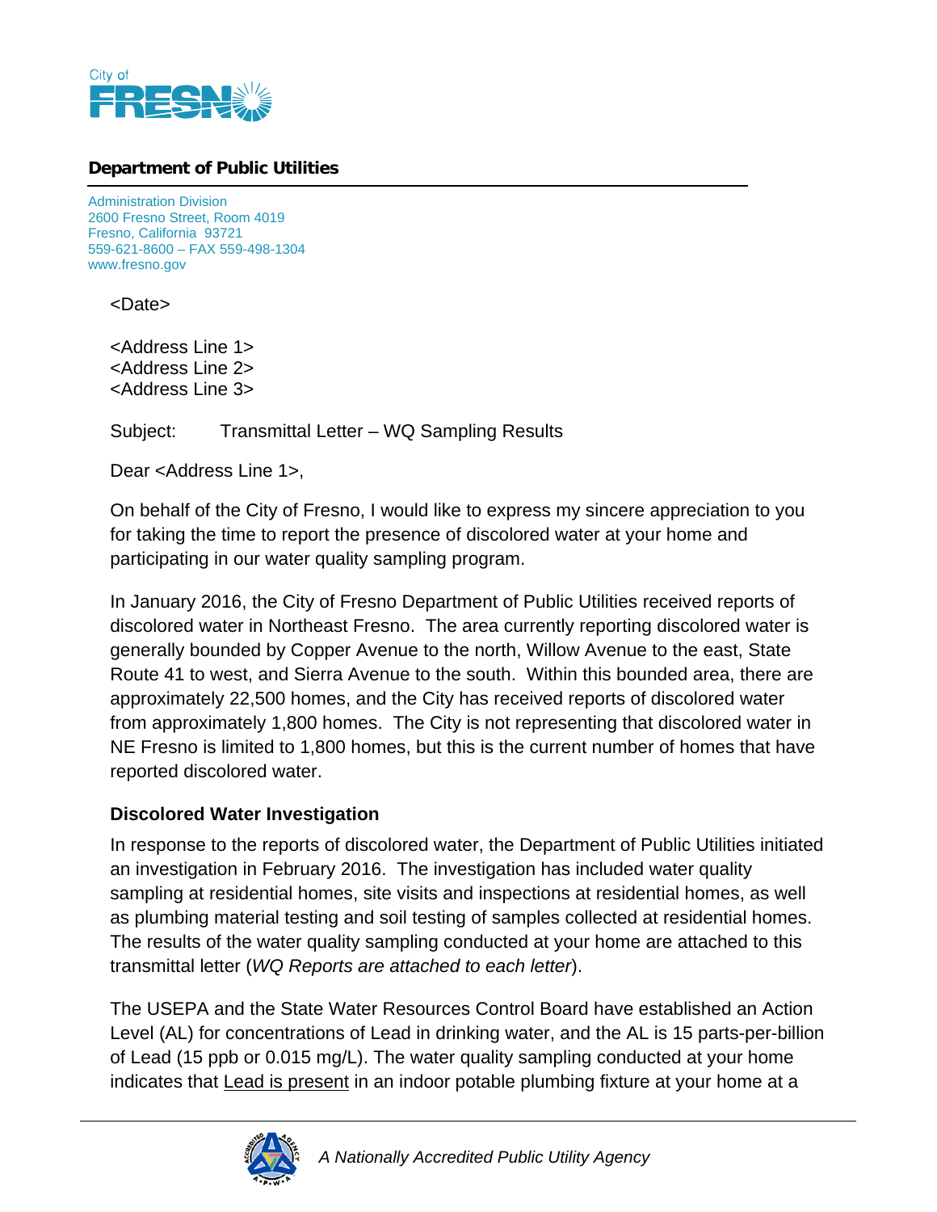City of FRESNO

**Department of Public Utilities**

Administration Division
2600 Fresno Street, Room 4019
Fresno, California 93721
559-621-8600 – FAX 559-498-1304
www.fresno.gov

<Date>

<Address Line 1>
<Address Line 2>
<Address Line 3>

Subject: Transmittal Letter – WQ Sampling Results

Dear <Address Line 1>,

On behalf of the City of Fresno, I would like to express my sincere appreciation to you for taking the time to report the presence of discolored water at your home and participating in our water quality sampling program.

In January 2016, the City of Fresno Department of Public Utilities received reports of discolored water in Northeast Fresno. The area currently reporting discolored water is generally bounded by Copper Avenue to the north, Willow Avenue to the east, State Route 41 to west, and Sierra Avenue to the south. Within this bounded area, there are approximately 22,500 homes, and the City has received reports of discolored water from approximately 1,800 homes. The City is not representing that discolored water in NE Fresno is limited to 1,800 homes, but this is the current number of homes that have reported discolored water.

**Discolored Water Investigation**

In response to the reports of discolored water, the Department of Public Utilities initiated an investigation in February 2016. The investigation has included water quality sampling at residential homes, site visits and inspections at residential homes, as well as plumbing material testing and soil testing of samples collected at residential homes. The results of the water quality sampling conducted at your home are attached to this transmittal letter (*WQ Reports are attached to each letter*).

The USEPA and the State Water Resources Control Board have established an Action Level (AL) for concentrations of Lead in drinking water, and the AL is 15 parts-per-billion of Lead (15 ppb or 0.015 mg/L). The water quality sampling conducted at your home indicates that Lead is present in an indoor potable plumbing fixture at your home at a

*A Nationally Accredited Public Utility Agency*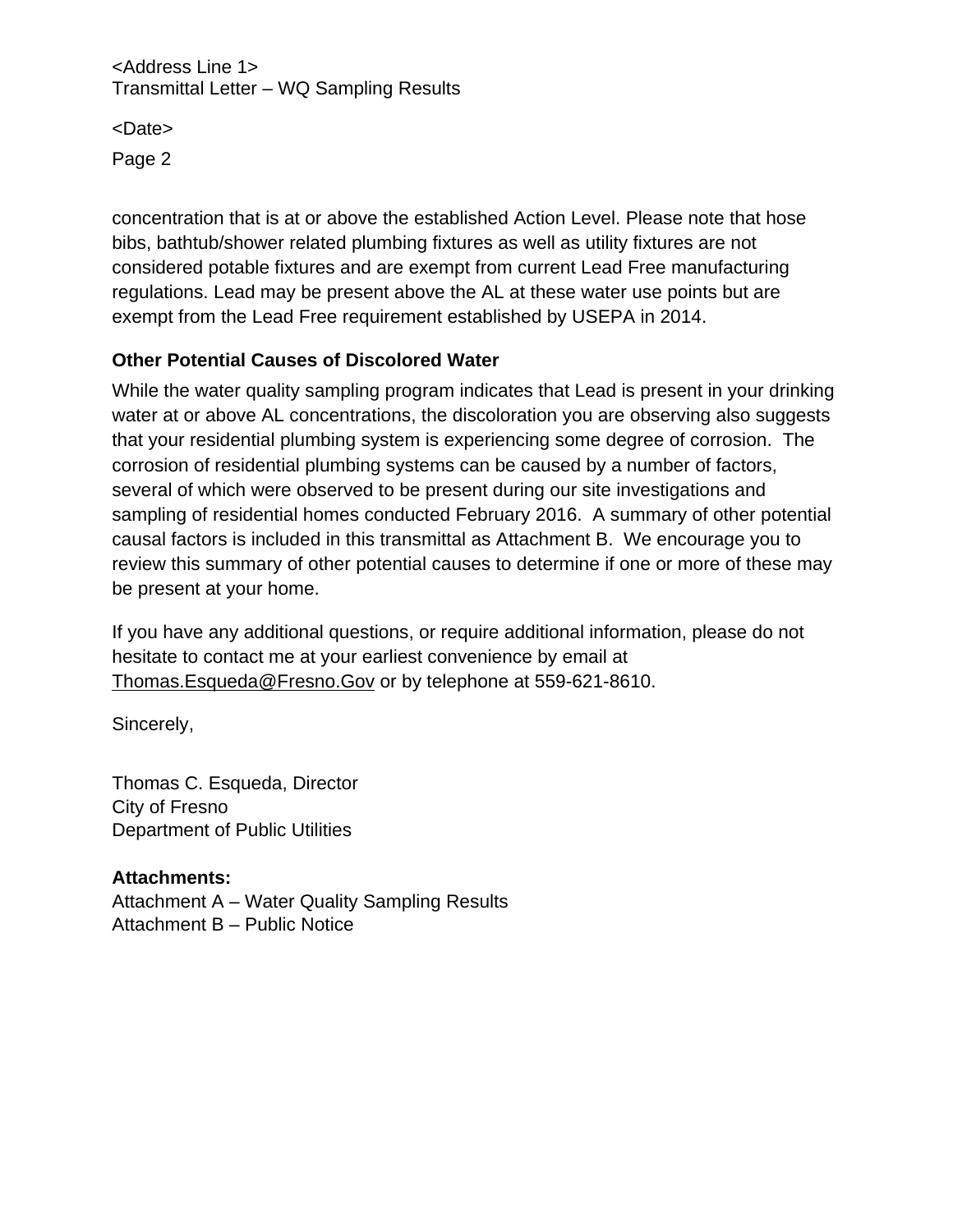concentration that is at or above the established Action Level. Please note that hose bibs, bathtub/shower related plumbing fixtures as well as utility fixtures are not considered potable fixtures and are exempt from current Lead Free manufacturing regulations. Lead may be present above the AL at these water use points but are exempt from the Lead Free requirement established by USEPA in 2014.

**Other Potential Causes of Discolored Water**

While the water quality sampling program indicates that Lead is present in your drinking water at or above AL concentrations, the discoloration you are observing also suggests that your residential plumbing system is experiencing some degree of corrosion. The corrosion of residential plumbing systems can be caused by a number of factors, several of which were observed to be present during our site investigations and sampling of residential homes conducted February 2016. A summary of other potential causal factors is included in this transmittal as Attachment B. We encourage you to review this summary of other potential causes to determine if one or more of these may be present at your home.

If you have any additional questions, or require additional information, please do not hesitate to contact me at your earliest convenience by email at Thomas.Esqueda@Fresno.Gov or by telephone at 559-621-8610.

Sincerely,

Thomas C. Esqueda, Director
City of Fresno
Department of Public Utilities

**Attachments:**
Attachment A – Water Quality Sampling Results
Attachment B – Public Notice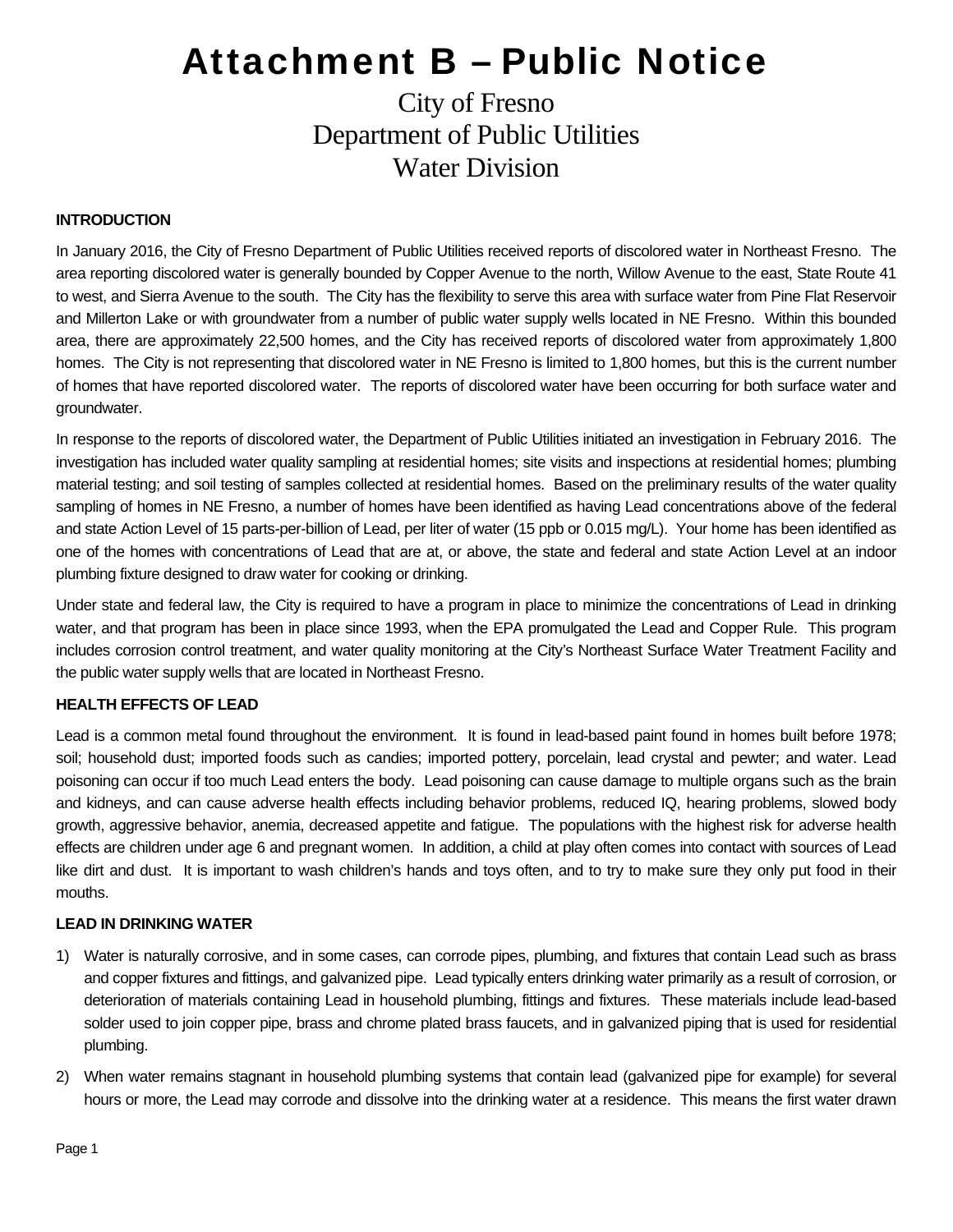# Attachment B – Public Notice

City of Fresno
Department of Public Utilities
Water Division

**INTRODUCTION**

In January 2016, the City of Fresno Department of Public Utilities received reports of discolored water in Northeast Fresno. The area reporting discolored water is generally bounded by Copper Avenue to the north, Willow Avenue to the east, State Route 41 to west, and Sierra Avenue to the south. The City has the flexibility to serve this area with surface water from Pine Flat Reservoir and Millerton Lake or with groundwater from a number of public water supply wells located in NE Fresno. Within this bounded area, there are approximately 22,500 homes, and the City has received reports of discolored water from approximately 1,800 homes. The City is not representing that discolored water in NE Fresno is limited to 1,800 homes, but this is the current number of homes that have reported discolored water. The reports of discolored water have been occurring for both surface water and groundwater.

In response to the reports of discolored water, the Department of Public Utilities initiated an investigation in February 2016. The investigation has included water quality sampling at residential homes; site visits and inspections at residential homes; plumbing material testing; and soil testing of samples collected at residential homes. Based on the preliminary results of the water quality sampling of homes in NE Fresno, a number of homes have been identified as having Lead concentrations above of the federal and state Action Level of 15 parts-per-billion of Lead, per liter of water (15 ppb or 0.015 mg/L). Your home has been identified as one of the homes with concentrations of Lead that are at, or above, the state and federal and state Action Level at an indoor plumbing fixture designed to draw water for cooking or drinking.

Under state and federal law, the City is required to have a program in place to minimize the concentrations of Lead in drinking water, and that program has been in place since 1993, when the EPA promulgated the Lead and Copper Rule. This program includes corrosion control treatment, and water quality monitoring at the City's Northeast Surface Water Treatment Facility and the public water supply wells that are located in Northeast Fresno.

**HEALTH EFFECTS OF LEAD**

Lead is a common metal found throughout the environment. It is found in lead-based paint found in homes built before 1978; soil; household dust; imported foods such as candies; imported pottery, porcelain, lead crystal and pewter; and water. Lead poisoning can occur if too much Lead enters the body. Lead poisoning can cause damage to multiple organs such as the brain and kidneys, and can cause adverse health effects including behavior problems, reduced IQ, hearing problems, slowed body growth, aggressive behavior, anemia, decreased appetite and fatigue. The populations with the highest risk for adverse health effects are children under age 6 and pregnant women. In addition, a child at play often comes into contact with sources of Lead like dirt and dust. It is important to wash children's hands and toys often, and to try to make sure they only put food in their mouths.

**LEAD IN DRINKING WATER**

1) Water is naturally corrosive, and in some cases, can corrode pipes, plumbing, and fixtures that contain Lead such as brass and copper fixtures and fittings, and galvanized pipe. Lead typically enters drinking water primarily as a result of corrosion, or deterioration of materials containing Lead in household plumbing, fittings and fixtures. These materials include lead-based solder used to join copper pipe, brass and chrome plated brass faucets, and in galvanized piping that is used for residential plumbing.

2) When water remains stagnant in household plumbing systems that contain lead (galvanized pipe for example) for several hours or more, the Lead may corrode and dissolve into the drinking water at a residence. This means the first water drawn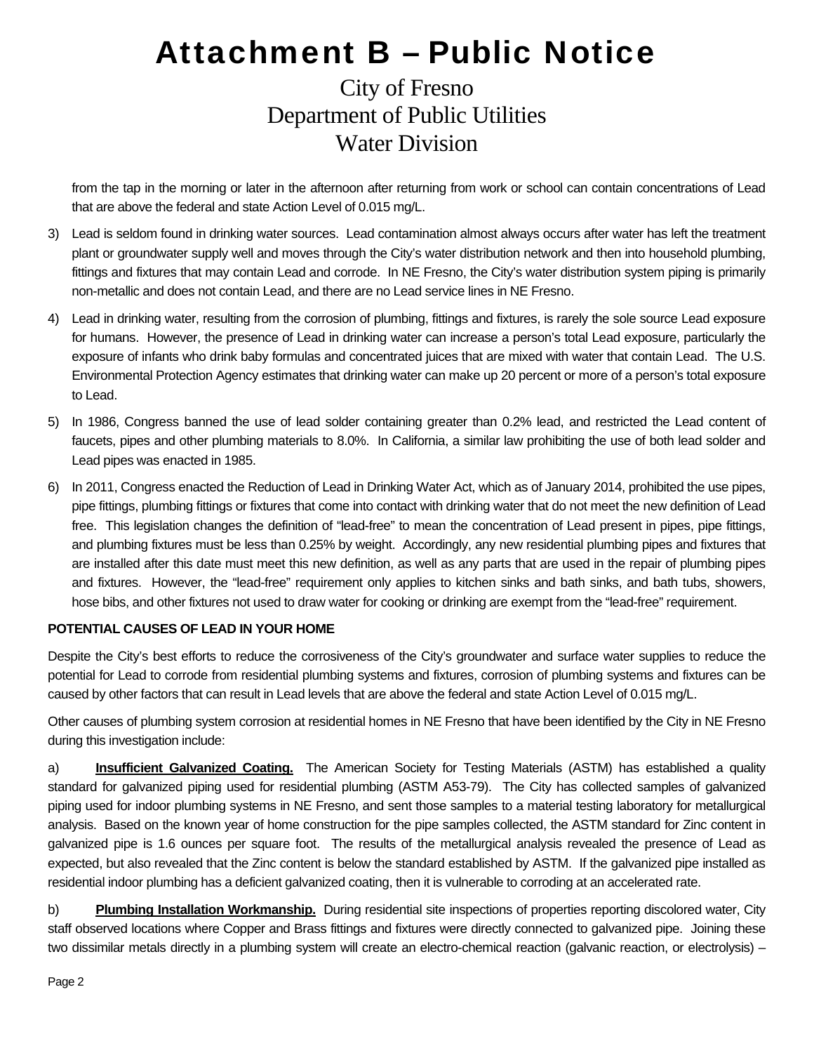# Attachment B – Public Notice

City of Fresno
Department of Public Utilities
Water Division

from the tap in the morning or later in the afternoon after returning from work or school can contain concentrations of Lead that are above the federal and state Action Level of 0.015 mg/L.

3) Lead is seldom found in drinking water sources. Lead contamination almost always occurs after water has left the treatment plant or groundwater supply well and moves through the City's water distribution network and then into household plumbing, fittings and fixtures that may contain Lead and corrode. In NE Fresno, the City's water distribution system piping is primarily non-metallic and does not contain Lead, and there are no Lead service lines in NE Fresno.

4) Lead in drinking water, resulting from the corrosion of plumbing, fittings and fixtures, is rarely the sole source Lead exposure for humans. However, the presence of Lead in drinking water can increase a person's total Lead exposure, particularly the exposure of infants who drink baby formulas and concentrated juices that are mixed with water that contain Lead. The U.S. Environmental Protection Agency estimates that drinking water can make up 20 percent or more of a person's total exposure to Lead.

5) In 1986, Congress banned the use of lead solder containing greater than 0.2% lead, and restricted the Lead content of faucets, pipes and other plumbing materials to 8.0%. In California, a similar law prohibiting the use of both lead solder and Lead pipes was enacted in 1985.

6) In 2011, Congress enacted the Reduction of Lead in Drinking Water Act, which as of January 2014, prohibited the use pipes, pipe fittings, plumbing fittings or fixtures that come into contact with drinking water that do not meet the new definition of Lead free. This legislation changes the definition of "lead-free" to mean the concentration of Lead present in pipes, pipe fittings, and plumbing fixtures must be less than 0.25% by weight. Accordingly, any new residential plumbing pipes and fixtures that are installed after this date must meet this new definition, as well as any parts that are used in the repair of plumbing pipes and fixtures. However, the "lead-free" requirement only applies to kitchen sinks and bath sinks, and bath tubs, showers, hose bibs, and other fixtures not used to draw water for cooking or drinking are exempt from the "lead-free" requirement.

**POTENTIAL CAUSES OF LEAD IN YOUR HOME**

Despite the City's best efforts to reduce the corrosiveness of the City's groundwater and surface water supplies to reduce the potential for Lead to corrode from residential plumbing systems and fixtures, corrosion of plumbing systems and fixtures can be caused by other factors that can result in Lead levels that are above the federal and state Action Level of 0.015 mg/L.

Other causes of plumbing system corrosion at residential homes in NE Fresno that have been identified by the City in NE Fresno during this investigation include:

a) **Insufficient Galvanized Coating.** The American Society for Testing Materials (ASTM) has established a quality standard for galvanized piping used for residential plumbing (ASTM A53-79). The City has collected samples of galvanized piping used for indoor plumbing systems in NE Fresno, and sent those samples to a material testing laboratory for metallurgical analysis. Based on the known year of home construction for the pipe samples collected, the ASTM standard for Zinc content in galvanized pipe is 1.6 ounces per square foot. The results of the metallurgical analysis revealed the presence of Lead as expected, but also revealed that the Zinc content is below the standard established by ASTM. If the galvanized pipe installed as residential indoor plumbing has a deficient galvanized coating, then it is vulnerable to corroding at an accelerated rate.

b) **Plumbing Installation Workmanship.** During residential site inspections of properties reporting discolored water, City staff observed locations where Copper and Brass fittings and fixtures were directly connected to galvanized pipe. Joining these two dissimilar metals directly in a plumbing system will create an electro-chemical reaction (galvanic reaction, or electrolysis) –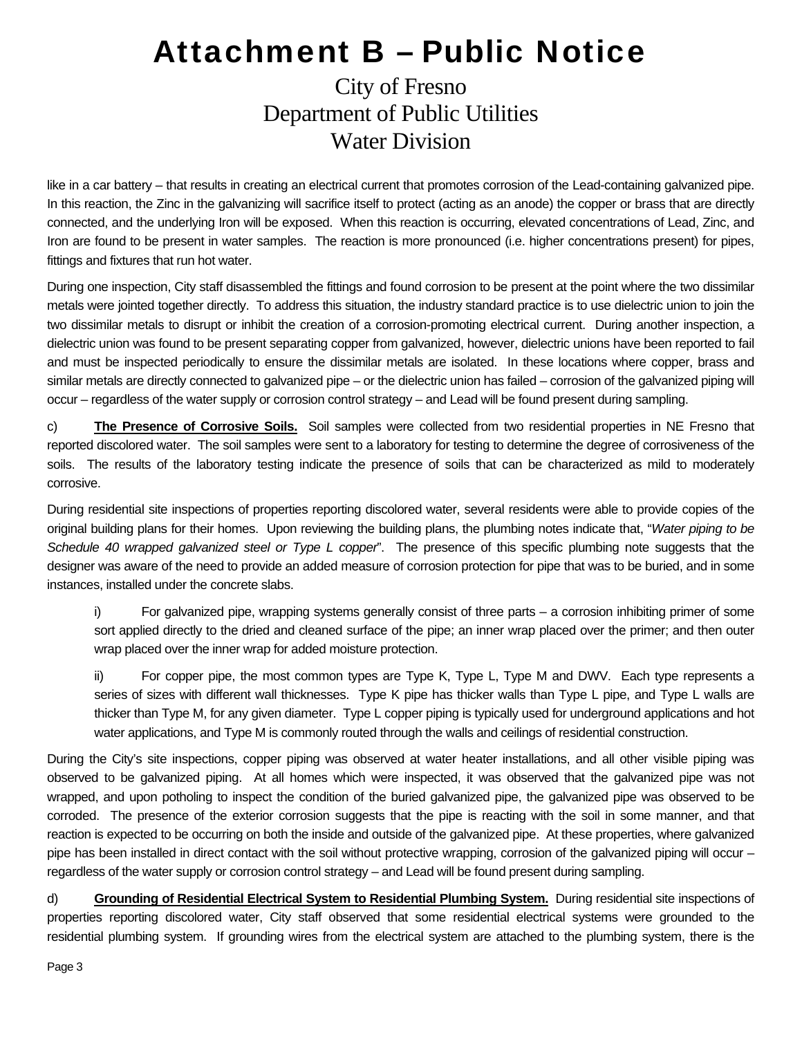# Attachment B – Public Notice

City of Fresno
Department of Public Utilities
Water Division

like in a car battery – that results in creating an electrical current that promotes corrosion of the Lead-containing galvanized pipe. In this reaction, the Zinc in the galvanizing will sacrifice itself to protect (acting as an anode) the copper or brass that are directly connected, and the underlying Iron will be exposed. When this reaction is occurring, elevated concentrations of Lead, Zinc, and Iron are found to be present in water samples. The reaction is more pronounced (i.e. higher concentrations present) for pipes, fittings and fixtures that run hot water.

During one inspection, City staff disassembled the fittings and found corrosion to be present at the point where the two dissimilar metals were jointed together directly. To address this situation, the industry standard practice is to use dielectric union to join the two dissimilar metals to disrupt or inhibit the creation of a corrosion-promoting electrical current. During another inspection, a dielectric union was found to be present separating copper from galvanized, however, dielectric unions have been reported to fail and must be inspected periodically to ensure the dissimilar metals are isolated. In these locations where copper, brass and similar metals are directly connected to galvanized pipe – or the dielectric union has failed – corrosion of the galvanized piping will occur – regardless of the water supply or corrosion control strategy – and Lead will be found present during sampling.

c) **The Presence of Corrosive Soils.** Soil samples were collected from two residential properties in NE Fresno that reported discolored water. The soil samples were sent to a laboratory for testing to determine the degree of corrosiveness of the soils. The results of the laboratory testing indicate the presence of soils that can be characterized as mild to moderately corrosive.

During residential site inspections of properties reporting discolored water, several residents were able to provide copies of the original building plans for their homes. Upon reviewing the building plans, the plumbing notes indicate that, "*Water piping to be Schedule 40 wrapped galvanized steel or Type L copper*". The presence of this specific plumbing note suggests that the designer was aware of the need to provide an added measure of corrosion protection for pipe that was to be buried, and in some instances, installed under the concrete slabs.

> i) For galvanized pipe, wrapping systems generally consist of three parts – a corrosion inhibiting primer of some sort applied directly to the dried and cleaned surface of the pipe; an inner wrap placed over the primer; and then outer wrap placed over the inner wrap for added moisture protection.
>
> ii) For copper pipe, the most common types are Type K, Type L, Type M and DWV. Each type represents a series of sizes with different wall thicknesses. Type K pipe has thicker walls than Type L pipe, and Type L walls are thicker than Type M, for any given diameter. Type L copper piping is typically used for underground applications and hot water applications, and Type M is commonly routed through the walls and ceilings of residential construction.

During the City's site inspections, copper piping was observed at water heater installations, and all other visible piping was observed to be galvanized piping. At all homes which were inspected, it was observed that the galvanized pipe was not wrapped, and upon potholing to inspect the condition of the buried galvanized pipe, the galvanized pipe was observed to be corroded. The presence of the exterior corrosion suggests that the pipe is reacting with the soil in some manner, and that reaction is expected to be occurring on both the inside and outside of the galvanized pipe. At these properties, where galvanized pipe has been installed in direct contact with the soil without protective wrapping, corrosion of the galvanized piping will occur – regardless of the water supply or corrosion control strategy – and Lead will be found present during sampling.

d) **Grounding of Residential Electrical System to Residential Plumbing System.** During residential site inspections of properties reporting discolored water, City staff observed that some residential electrical systems were grounded to the residential plumbing system. If grounding wires from the electrical system are attached to the plumbing system, there is the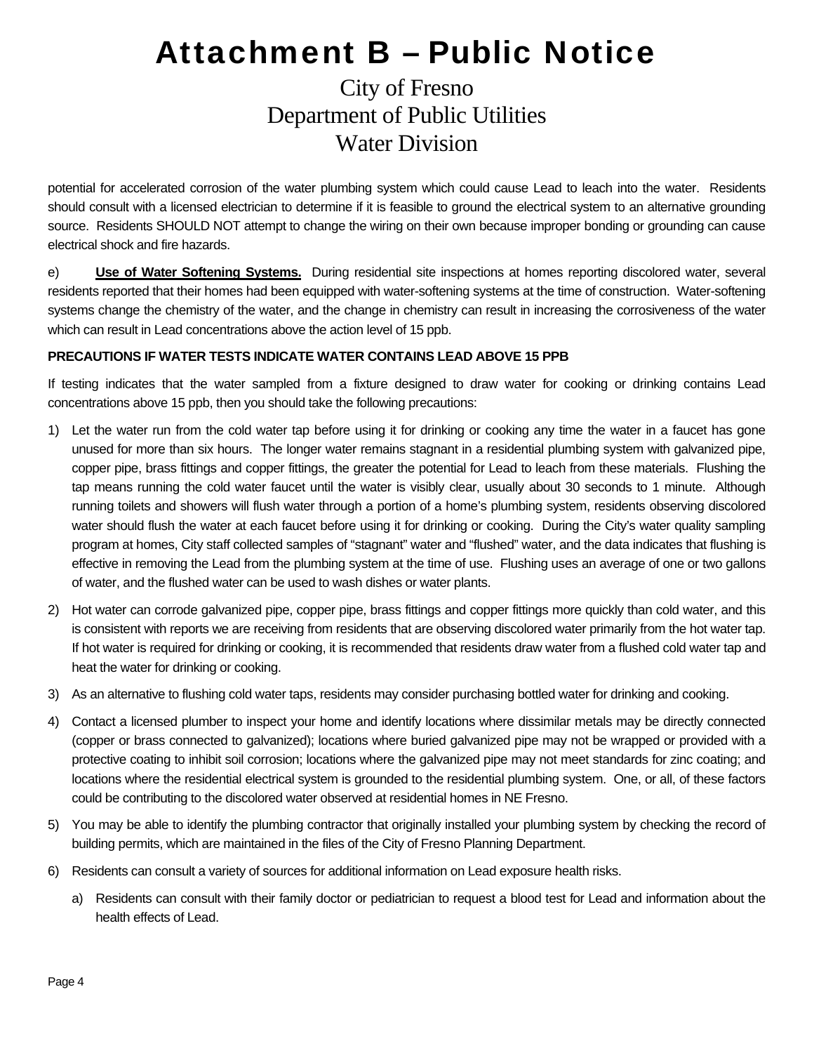# Attachment B – Public Notice

City of Fresno
Department of Public Utilities
Water Division

potential for accelerated corrosion of the water plumbing system which could cause Lead to leach into the water. Residents should consult with a licensed electrician to determine if it is feasible to ground the electrical system to an alternative grounding source. Residents SHOULD NOT attempt to change the wiring on their own because improper bonding or grounding can cause electrical shock and fire hazards.

e) **Use of Water Softening Systems.** During residential site inspections at homes reporting discolored water, several residents reported that their homes had been equipped with water-softening systems at the time of construction. Water-softening systems change the chemistry of the water, and the change in chemistry can result in increasing the corrosiveness of the water which can result in Lead concentrations above the action level of 15 ppb.

**PRECAUTIONS IF WATER TESTS INDICATE WATER CONTAINS LEAD ABOVE 15 PPB**

If testing indicates that the water sampled from a fixture designed to draw water for cooking or drinking contains Lead concentrations above 15 ppb, then you should take the following precautions:

1) Let the water run from the cold water tap before using it for drinking or cooking any time the water in a faucet has gone unused for more than six hours. The longer water remains stagnant in a residential plumbing system with galvanized pipe, copper pipe, brass fittings and copper fittings, the greater the potential for Lead to leach from these materials. Flushing the tap means running the cold water faucet until the water is visibly clear, usually about 30 seconds to 1 minute. Although running toilets and showers will flush water through a portion of a home's plumbing system, residents observing discolored water should flush the water at each faucet before using it for drinking or cooking. During the City's water quality sampling program at homes, City staff collected samples of "stagnant" water and "flushed" water, and the data indicates that flushing is effective in removing the Lead from the plumbing system at the time of use. Flushing uses an average of one or two gallons of water, and the flushed water can be used to wash dishes or water plants.

2) Hot water can corrode galvanized pipe, copper pipe, brass fittings and copper fittings more quickly than cold water, and this is consistent with reports we are receiving from residents that are observing discolored water primarily from the hot water tap. If hot water is required for drinking or cooking, it is recommended that residents draw water from a flushed cold water tap and heat the water for drinking or cooking.

3) As an alternative to flushing cold water taps, residents may consider purchasing bottled water for drinking and cooking.

4) Contact a licensed plumber to inspect your home and identify locations where dissimilar metals may be directly connected (copper or brass connected to galvanized); locations where buried galvanized pipe may not be wrapped or provided with a protective coating to inhibit soil corrosion; locations where the galvanized pipe may not meet standards for zinc coating; and locations where the residential electrical system is grounded to the residential plumbing system. One, or all, of these factors could be contributing to the discolored water observed at residential homes in NE Fresno.

5) You may be able to identify the plumbing contractor that originally installed your plumbing system by checking the record of building permits, which are maintained in the files of the City of Fresno Planning Department.

6) Residents can consult a variety of sources for additional information on Lead exposure health risks.

   a) Residents can consult with their family doctor or pediatrician to request a blood test for Lead and information about the health effects of Lead.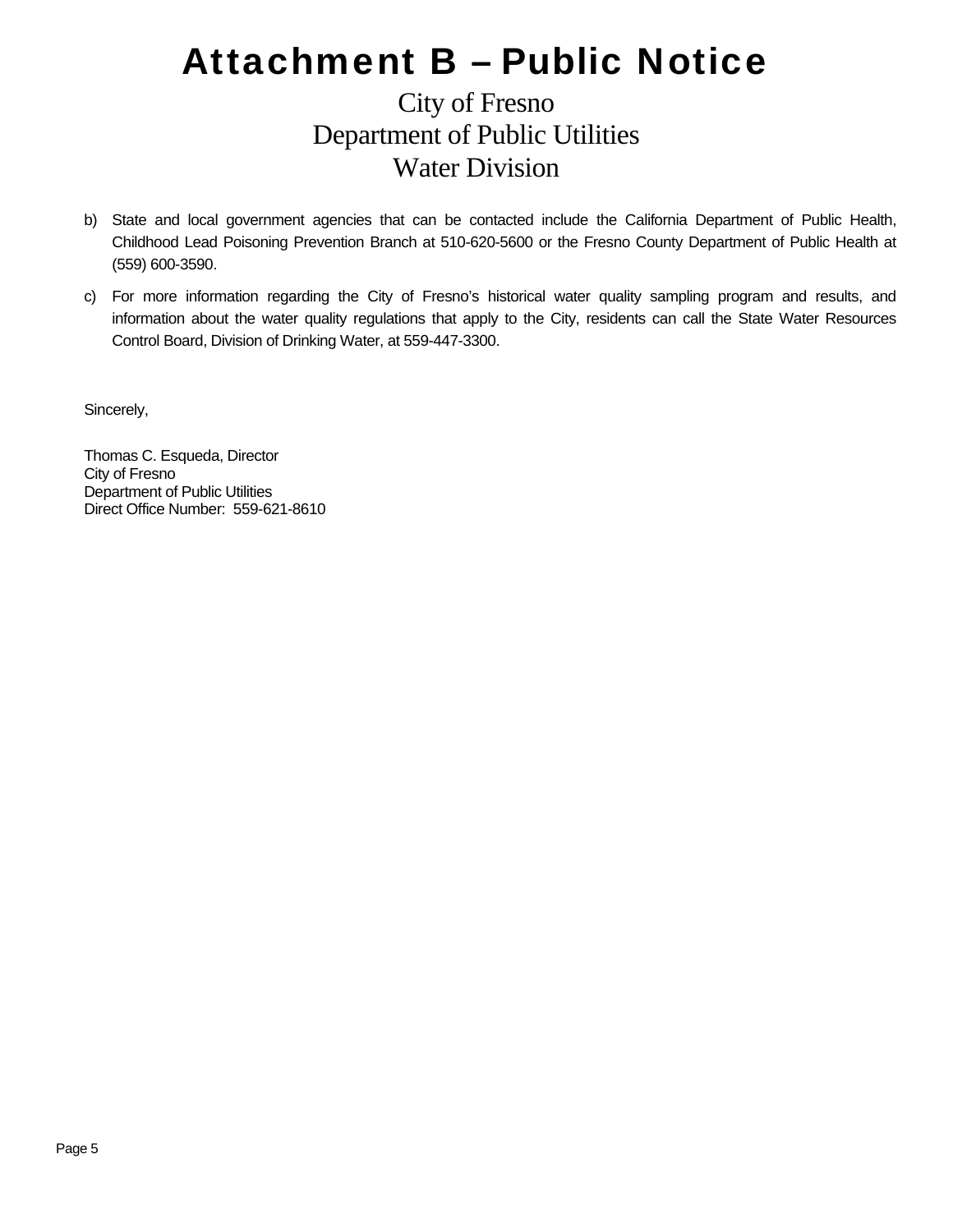# Attachment B – Public Notice

City of Fresno
Department of Public Utilities
Water Division

b) State and local government agencies that can be contacted include the California Department of Public Health, Childhood Lead Poisoning Prevention Branch at 510-620-5600 or the Fresno County Department of Public Health at (559) 600-3590.

c) For more information regarding the City of Fresno's historical water quality sampling program and results, and information about the water quality regulations that apply to the City, residents can call the State Water Resources Control Board, Division of Drinking Water, at 559-447-3300.

Sincerely,

Thomas C. Esqueda, Director
City of Fresno
Department of Public Utilities
Direct Office Number: 559-621-8610